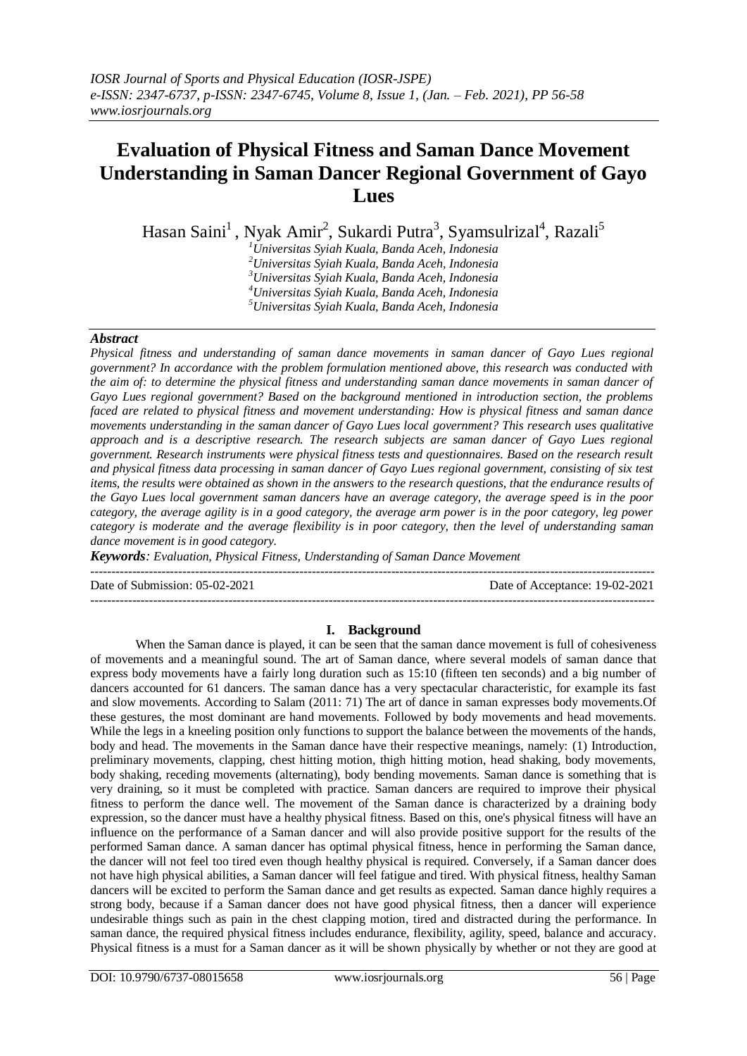# Evaluation of Physical Fitness and Saman Dance Movement Understanding in Saman Dancer Regional Government of Gayo Lues

Hasan Saini[1], Nyak Amir[2], Sukardi Putra[3], Syamsulrizal[4], Razali[5]

[1]Universitas Syiah Kuala, Banda Aceh, Indonesia
[2]Universitas Syiah Kuala, Banda Aceh, Indonesia
[3]Universitas Syiah Kuala, Banda Aceh, Indonesia
[4]Universitas Syiah Kuala, Banda Aceh, Indonesia
[5]Universitas Syiah Kuala, Banda Aceh, Indonesia

***Abstract***

*Physical fitness and understanding of saman dance movements in saman dancer of Gayo Lues regional government? In accordance with the problem formulation mentioned above, this research was conducted with the aim of: to determine the physical fitness and understanding saman dance movements in saman dancer of Gayo Lues regional government? Based on the background mentioned in introduction section, the problems faced are related to physical fitness and movement understanding: How is physical fitness and saman dance movements understanding in the saman dancer of Gayo Lues local government? This research uses qualitative approach and is a descriptive research. The research subjects are saman dancer of Gayo Lues regional government. Research instruments were physical fitness tests and questionnaires. Based on the research result and physical fitness data processing in saman dancer of Gayo Lues regional government, consisting of six test items, the results were obtained as shown in the answers to the research questions, that the endurance results of the Gayo Lues local government saman dancers have an average category, the average speed is in the poor category, the average agility is in a good category, the average arm power is in the poor category, leg power category is moderate and the average flexibility is in poor category, then the level of understanding saman dance movement is in good category.*

***Keywords****: Evaluation, Physical Fitness, Understanding of Saman Dance Movement*

---

Date of Submission: 05-02-2021 | Date of Acceptance: 19-02-2021

---

## I. Background

When the Saman dance is played, it can be seen that the saman dance movement is full of cohesiveness of movements and a meaningful sound. The art of Saman dance, where several models of saman dance that express body movements have a fairly long duration such as 15:10 (fifteen ten seconds) and a big number of dancers accounted for 61 dancers. The saman dance has a very spectacular characteristic, for example its fast and slow movements. According to Salam (2011: 71) The art of dance in saman expresses body movements.Of these gestures, the most dominant are hand movements. Followed by body movements and head movements. While the legs in a kneeling position only functions to support the balance between the movements of the hands, body and head. The movements in the Saman dance have their respective meanings, namely: (1) Introduction, preliminary movements, clapping, chest hitting motion, thigh hitting motion, head shaking, body movements, body shaking, receding movements (alternating), body bending movements. Saman dance is something that is very draining, so it must be completed with practice. Saman dancers are required to improve their physical fitness to perform the dance well. The movement of the Saman dance is characterized by a draining body expression, so the dancer must have a healthy physical fitness. Based on this, one's physical fitness will have an influence on the performance of a Saman dancer and will also provide positive support for the results of the performed Saman dance. A saman dancer has optimal physical fitness, hence in performing the Saman dance, the dancer will not feel too tired even though healthy physical is required. Conversely, if a Saman dancer does not have high physical abilities, a Saman dancer will feel fatigue and tired. With physical fitness, healthy Saman dancers will be excited to perform the Saman dance and get results as expected. Saman dance highly requires a strong body, because if a Saman dancer does not have good physical fitness, then a dancer will experience undesirable things such as pain in the chest clapping motion, tired and distracted during the performance. In saman dance, the required physical fitness includes endurance, flexibility, agility, speed, balance and accuracy. Physical fitness is a must for a Saman dancer as it will be shown physically by whether or not they are good at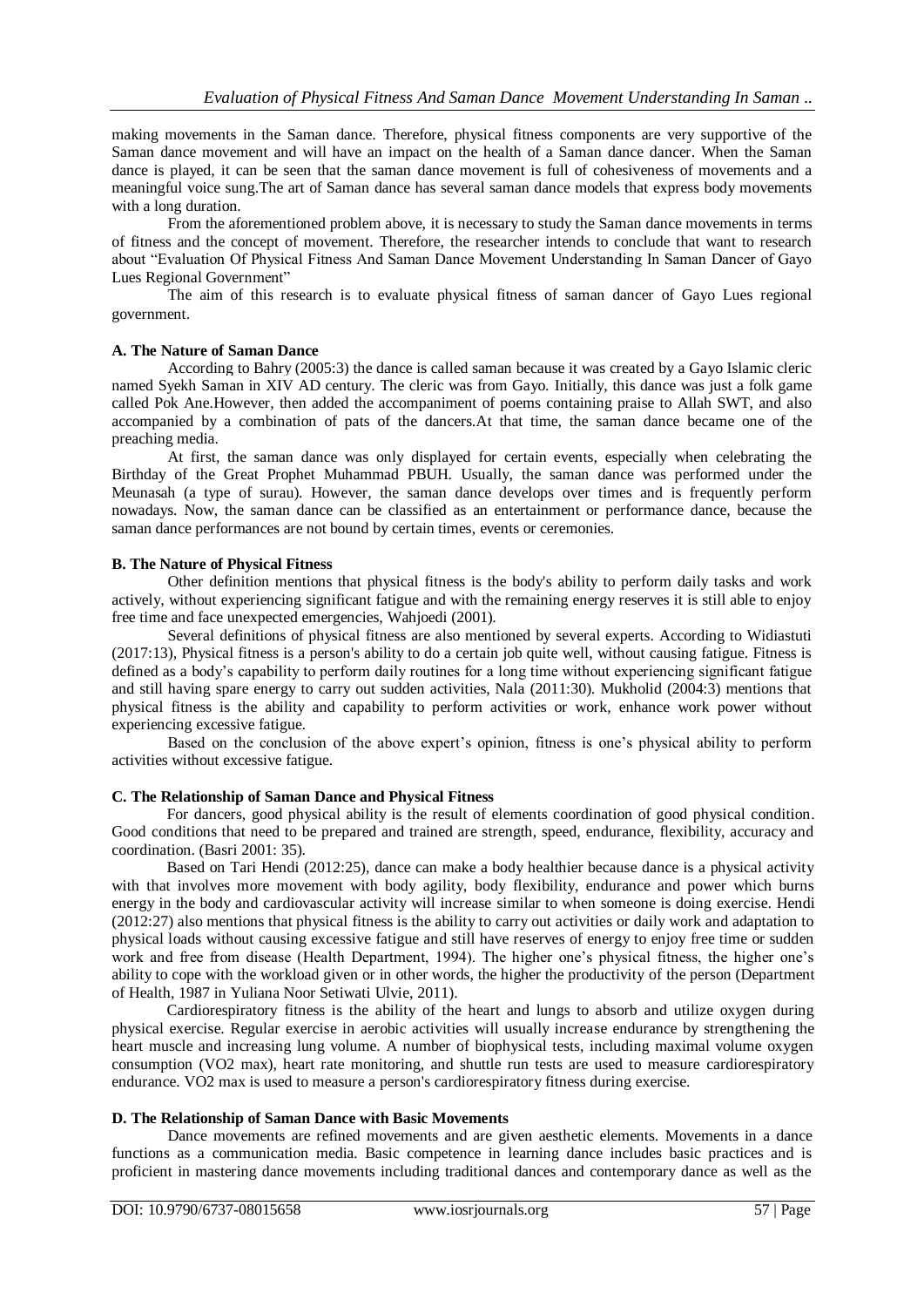making movements in the Saman dance. Therefore, physical fitness components are very supportive of the Saman dance movement and will have an impact on the health of a Saman dance dancer. When the Saman dance is played, it can be seen that the saman dance movement is full of cohesiveness of movements and a meaningful voice sung.The art of Saman dance has several saman dance models that express body movements with a long duration.

From the aforementioned problem above, it is necessary to study the Saman dance movements in terms of fitness and the concept of movement. Therefore, the researcher intends to conclude that want to research about "Evaluation Of Physical Fitness And Saman Dance Movement Understanding In Saman Dancer of Gayo Lues Regional Government"

The aim of this research is to evaluate physical fitness of saman dancer of Gayo Lues regional government.

**A. The Nature of Saman Dance**

According to Bahry (2005:3) the dance is called saman because it was created by a Gayo Islamic cleric named Syekh Saman in XIV AD century. The cleric was from Gayo. Initially, this dance was just a folk game called Pok Ane.However, then added the accompaniment of poems containing praise to Allah SWT, and also accompanied by a combination of pats of the dancers.At that time, the saman dance became one of the preaching media.

At first, the saman dance was only displayed for certain events, especially when celebrating the Birthday of the Great Prophet Muhammad PBUH. Usually, the saman dance was performed under the Meunasah (a type of surau). However, the saman dance develops over times and is frequently perform nowadays. Now, the saman dance can be classified as an entertainment or performance dance, because the saman dance performances are not bound by certain times, events or ceremonies.

**B. The Nature of Physical Fitness**

Other definition mentions that physical fitness is the body's ability to perform daily tasks and work actively, without experiencing significant fatigue and with the remaining energy reserves it is still able to enjoy free time and face unexpected emergencies, Wahjoedi (2001).

Several definitions of physical fitness are also mentioned by several experts. According to Widiastuti (2017:13), Physical fitness is a person's ability to do a certain job quite well, without causing fatigue. Fitness is defined as a body's capability to perform daily routines for a long time without experiencing significant fatigue and still having spare energy to carry out sudden activities, Nala (2011:30). Mukholid (2004:3) mentions that physical fitness is the ability and capability to perform activities or work, enhance work power without experiencing excessive fatigue.

Based on the conclusion of the above expert's opinion, fitness is one's physical ability to perform activities without excessive fatigue.

**C. The Relationship of Saman Dance and Physical Fitness**

For dancers, good physical ability is the result of elements coordination of good physical condition. Good conditions that need to be prepared and trained are strength, speed, endurance, flexibility, accuracy and coordination. (Basri 2001: 35).

Based on Tari Hendi (2012:25), dance can make a body healthier because dance is a physical activity with that involves more movement with body agility, body flexibility, endurance and power which burns energy in the body and cardiovascular activity will increase similar to when someone is doing exercise. Hendi (2012:27) also mentions that physical fitness is the ability to carry out activities or daily work and adaptation to physical loads without causing excessive fatigue and still have reserves of energy to enjoy free time or sudden work and free from disease (Health Department, 1994). The higher one's physical fitness, the higher one's ability to cope with the workload given or in other words, the higher the productivity of the person (Department of Health, 1987 in Yuliana Noor Setiwati Ulvie, 2011).

Cardiorespiratory fitness is the ability of the heart and lungs to absorb and utilize oxygen during physical exercise. Regular exercise in aerobic activities will usually increase endurance by strengthening the heart muscle and increasing lung volume. A number of biophysical tests, including maximal volume oxygen consumption ($VO_2$ max), heart rate monitoring, and shuttle run tests are used to measure cardiorespiratory endurance. $VO_2$ max is used to measure a person's cardiorespiratory fitness during exercise.

**D. The Relationship of Saman Dance with Basic Movements**

Dance movements are refined movements and are given aesthetic elements. Movements in a dance functions as a communication media. Basic competence in learning dance includes basic practices and is proficient in mastering dance movements including traditional dances and contemporary dance as well as the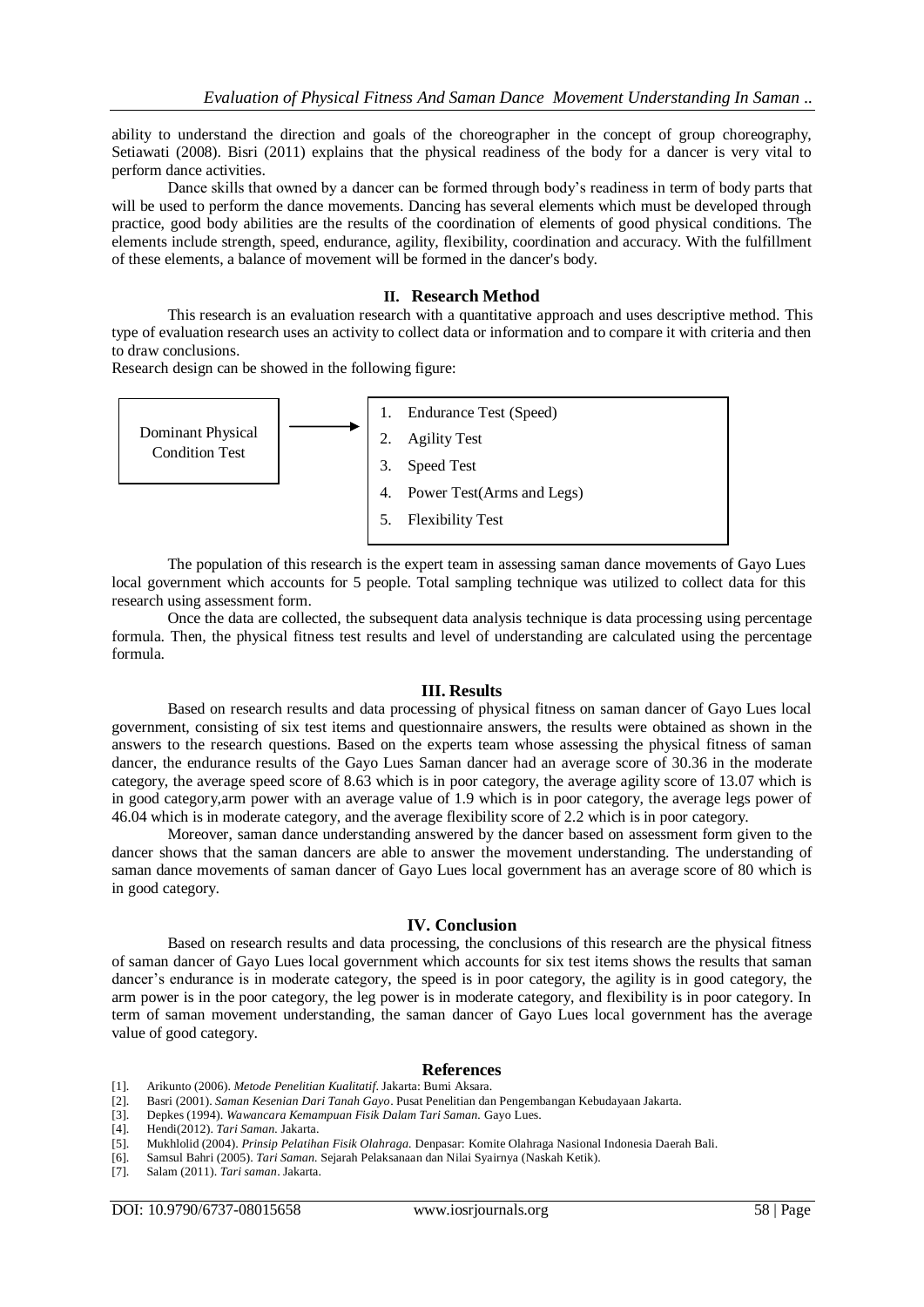ability to understand the direction and goals of the choreographer in the concept of group choreography, Setiawati (2008). Bisri (2011) explains that the physical readiness of the body for a dancer is very vital to perform dance activities.

Dance skills that owned by a dancer can be formed through body's readiness in term of body parts that will be used to perform the dance movements. Dancing has several elements which must be developed through practice, good body abilities are the results of the coordination of elements of good physical conditions. The elements include strength, speed, endurance, agility, flexibility, coordination and accuracy. With the fulfillment of these elements, a balance of movement will be formed in the dancer's body.

## II. Research Method

This research is an evaluation research with a quantitative approach and uses descriptive method. This type of evaluation research uses an activity to collect data or information and to compare it with criteria and then to draw conclusions.

Research design can be showed in the following figure:

Dominant Physical Condition Test

1. Endurance Test (Speed)
2. Agility Test
3. Speed Test
4. Power Test(Arms and Legs)
5. Flexibility Test

The population of this research is the expert team in assessing saman dance movements of Gayo Lues local government which accounts for 5 people. Total sampling technique was utilized to collect data for this research using assessment form.

Once the data are collected, the subsequent data analysis technique is data processing using percentage formula. Then, the physical fitness test results and level of understanding are calculated using the percentage formula.

## III. Results

Based on research results and data processing of physical fitness on saman dancer of Gayo Lues local government, consisting of six test items and questionnaire answers, the results were obtained as shown in the answers to the research questions. Based on the experts team whose assessing the physical fitness of saman dancer, the endurance results of the Gayo Lues Saman dancer had an average score of 30.36 in the moderate category, the average speed score of 8.63 which is in poor category, the average agility score of 13.07 which is in good category,arm power with an average value of 1.9 which is in poor category, the average legs power of 46.04 which is in moderate category, and the average flexibility score of 2.2 which is in poor category.

Moreover, saman dance understanding answered by the dancer based on assessment form given to the dancer shows that the saman dancers are able to answer the movement understanding. The understanding of saman dance movements of saman dancer of Gayo Lues local government has an average score of 80 which is in good category.

## IV. Conclusion

Based on research results and data processing, the conclusions of this research are the physical fitness of saman dancer of Gayo Lues local government which accounts for six test items shows the results that saman dancer's endurance is in moderate category, the speed is in poor category, the agility is in good category, the arm power is in the poor category, the leg power is in moderate category, and flexibility is in poor category. In term of saman movement understanding, the saman dancer of Gayo Lues local government has the average value of good category.

## References

[1]. Arikunto (2006). *Metode Penelitian Kualitatif*. Jakarta: Bumi Aksara.
[2]. Basri (2001). *Saman Kesenian Dari Tanah Gayo*. Pusat Penelitian dan Pengembangan Kebudayaan Jakarta.
[3]. Depkes (1994). *Wawancara Kemampuan Fisik Dalam Tari Saman.* Gayo Lues.
[4]. Hendi(2012). *Tari Saman.* Jakarta.
[5]. Mukhlolid (2004). *Prinsip Pelatihan Fisik Olahraga.* Denpasar: Komite Olahraga Nasional Indonesia Daerah Bali.
[6]. Samsul Bahri (2005). *Tari Saman.* Sejarah Pelaksanaan dan Nilai Syairnya (Naskah Ketik).
[7]. Salam (2011). *Tari saman*. Jakarta.